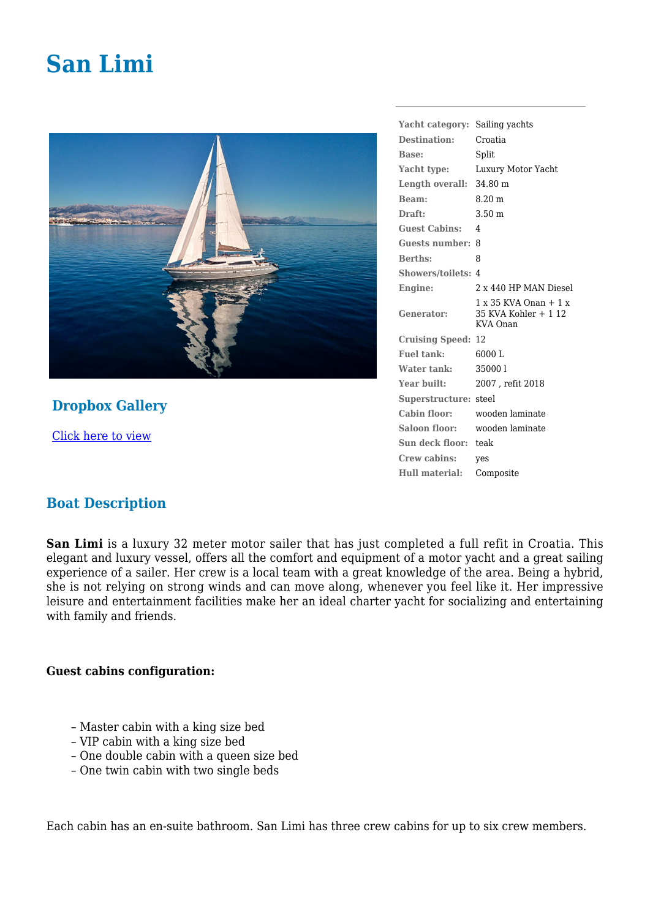# San Limi

## Dropbox Gallery

[Click here to view]

| | |
|---|---|
| **Yacht category:** | Sailing yachts |
| **Destination:** | Croatia |
| **Base:** | Split |
| **Yacht type:** | Luxury Motor Yacht |
| **Length overall:** | 34.80 m |
| **Beam:** | 8.20 m |
| **Draft:** | 3.50 m |
| **Guest Cabins:** | 4 |
| **Guests number:** | 8 |
| **Berths:** | 8 |
| **Showers/toilets:** | 4 |
| **Engine:** | 2 x 440 HP MAN Diesel |
| **Generator:** | 1 x 35 KVA Onan + 1 x 35 KVA Kohler + 1 12 KVA Onan |
| **Cruising Speed:** | 12 |
| **Fuel tank:** | 6000 L |
| **Water tank:** | 35000 l |
| **Year built:** | 2007 , refit 2018 |
| **Superstructure:** | steel |
| **Cabin floor:** | wooden laminate |
| **Saloon floor:** | wooden laminate |
| **Sun deck floor:** | teak |
| **Crew cabins:** | yes |
| **Hull material:** | Composite |

## Boat Description

**San Limi** is a luxury 32 meter motor sailer that has just completed a full refit in Croatia. This elegant and luxury vessel, offers all the comfort and equipment of a motor yacht and a great sailing experience of a sailer. Her crew is a local team with a great knowledge of the area. Being a hybrid, she is not relying on strong winds and can move along, whenever you feel like it. Her impressive leisure and entertainment facilities make her an ideal charter yacht for socializing and entertaining with family and friends.

**Guest cabins configuration:**

– Master cabin with a king size bed
– VIP cabin with a king size bed
– One double cabin with a queen size bed
– One twin cabin with two single beds

Each cabin has an en-suite bathroom. San Limi has three crew cabins for up to six crew members.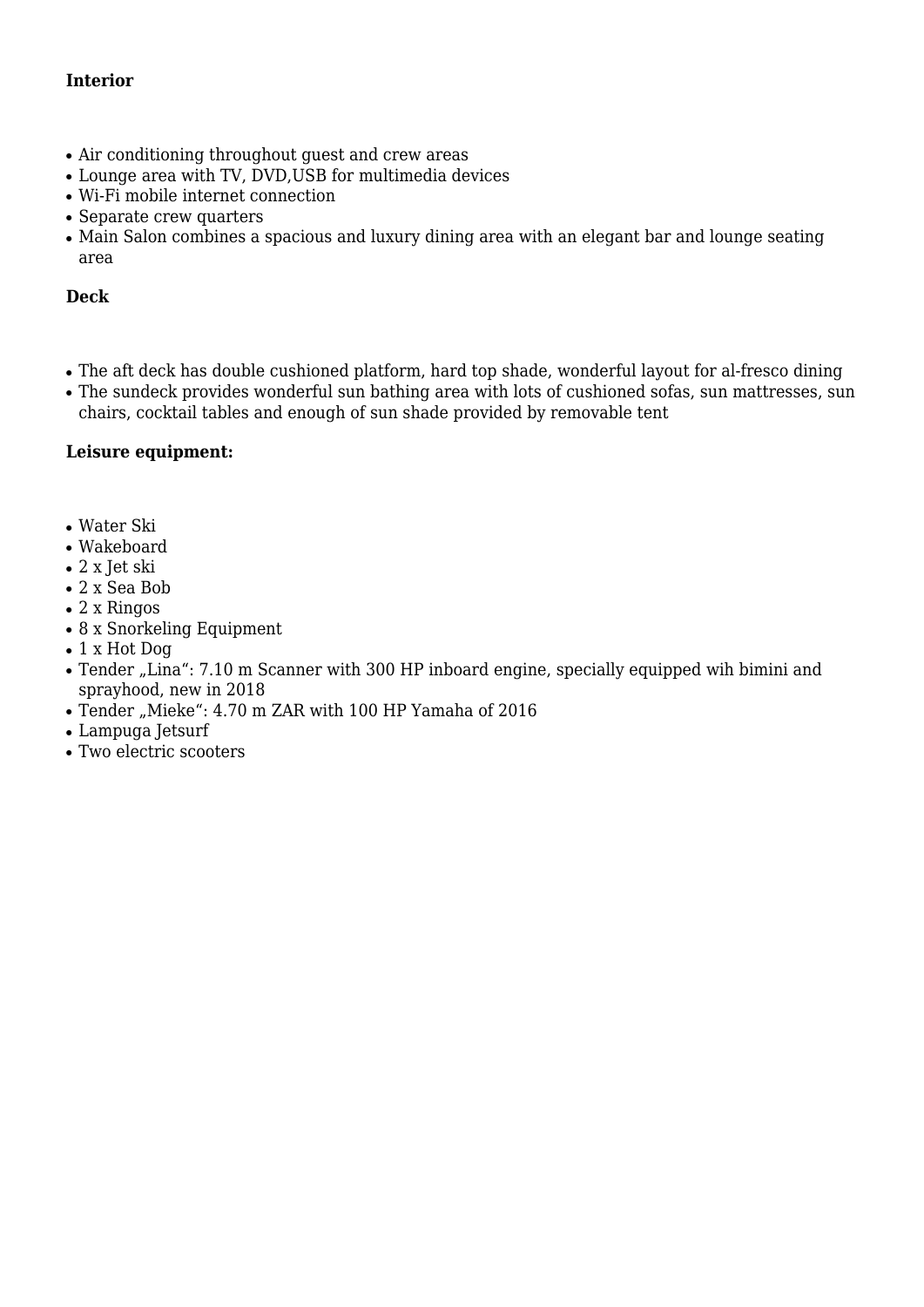**Interior**

- Air conditioning throughout guest and crew areas
- Lounge area with TV, DVD,USB for multimedia devices
- Wi-Fi mobile internet connection
- Separate crew quarters
- Main Salon combines a spacious and luxury dining area with an elegant bar and lounge seating area

**Deck**

- The aft deck has double cushioned platform, hard top shade, wonderful layout for al-fresco dining
- The sundeck provides wonderful sun bathing area with lots of cushioned sofas, sun mattresses, sun chairs, cocktail tables and enough of sun shade provided by removable tent

**Leisure equipment:**

- Water Ski
- Wakeboard
- 2 x Jet ski
- 2 x Sea Bob
- 2 x Ringos
- 8 x Snorkeling Equipment
- 1 x Hot Dog
- Tender „Lina“: 7.10 m Scanner with 300 HP inboard engine, specially equipped wih bimini and sprayhood, new in 2018
- Tender „Mieke“: 4.70 m ZAR with 100 HP Yamaha of 2016
- Lampuga Jetsurf
- Two electric scooters